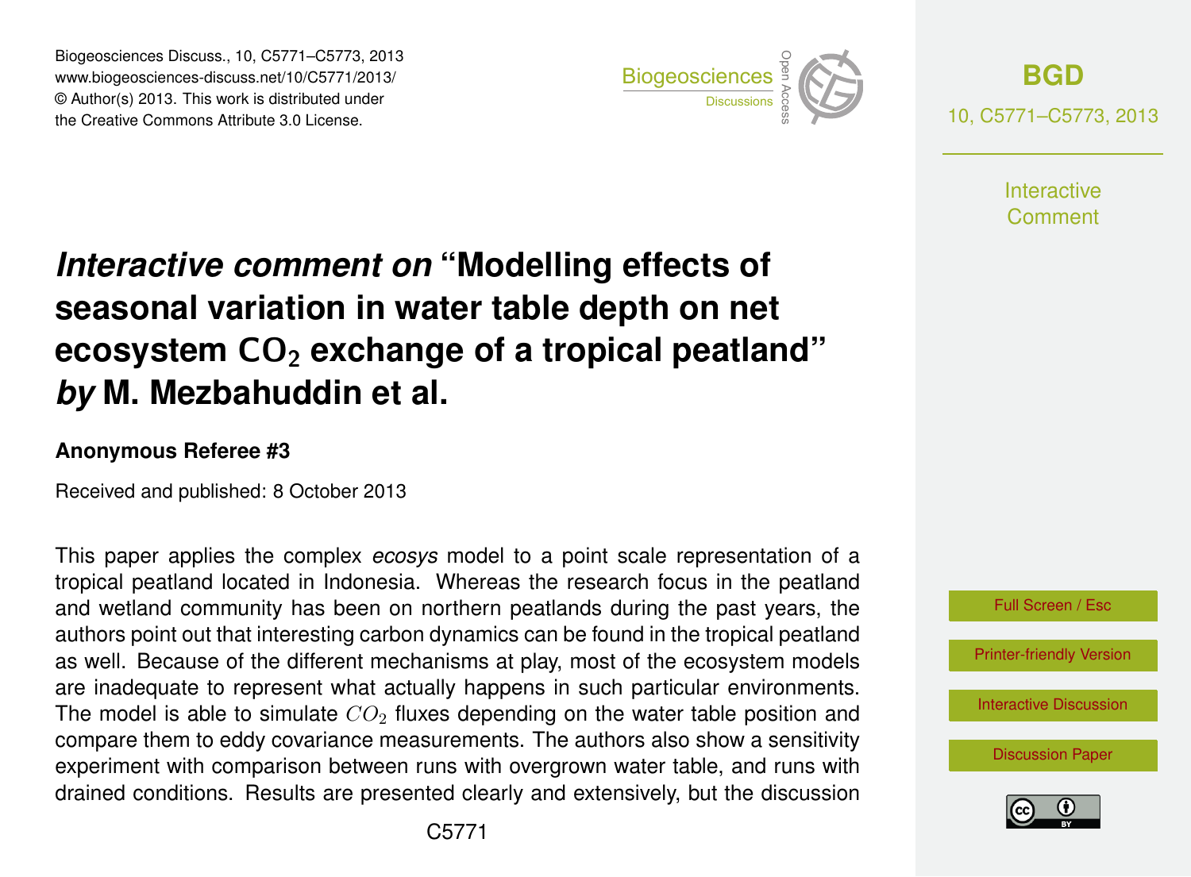# *Interactive comment on* "Modelling effects of seasonal variation in water table depth on net ecosystem $CO_2$ exchange of a tropical peatland" *by* M. Mezbahuddin et al.

**Anonymous Referee #3**

Received and published: 8 October 2013

This paper applies the complex *ecosys* model to a point scale representation of a tropical peatland located in Indonesia. Whereas the research focus in the peatland and wetland community has been on northern peatlands during the past years, the authors point out that interesting carbon dynamics can be found in the tropical peatland as well. Because of the different mechanisms at play, most of the ecosystem models are inadequate to represent what actually happens in such particular environments. The model is able to simulate $CO_2$ fluxes depending on the water table position and compare them to eddy covariance measurements. The authors also show a sensitivity experiment with comparison between runs with overgrown water table, and runs with drained conditions. Results are presented clearly and extensively, but the discussion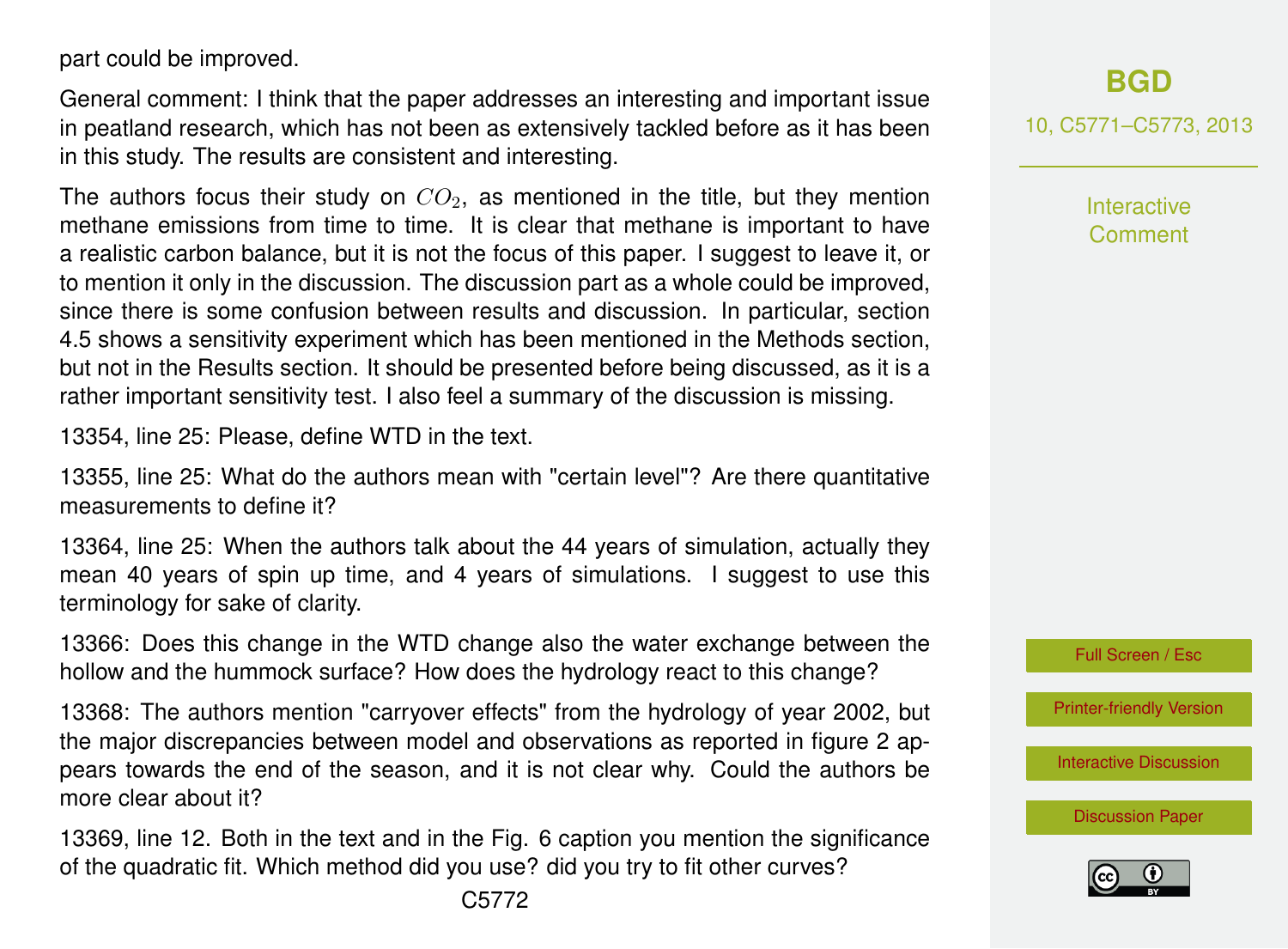part could be improved.

General comment: I think that the paper addresses an interesting and important issue in peatland research, which has not been as extensively tackled before as it has been in this study. The results are consistent and interesting.

The authors focus their study on $CO_2$, as mentioned in the title, but they mention methane emissions from time to time. It is clear that methane is important to have a realistic carbon balance, but it is not the focus of this paper. I suggest to leave it, or to mention it only in the discussion. The discussion part as a whole could be improved, since there is some confusion between results and discussion. In particular, section 4.5 shows a sensitivity experiment which has been mentioned in the Methods section, but not in the Results section. It should be presented before being discussed, as it is a rather important sensitivity test. I also feel a summary of the discussion is missing.

13354, line 25: Please, define WTD in the text.

13355, line 25: What do the authors mean with "certain level"? Are there quantitative measurements to define it?

13364, line 25: When the authors talk about the 44 years of simulation, actually they mean 40 years of spin up time, and 4 years of simulations. I suggest to use this terminology for sake of clarity.

13366: Does this change in the WTD change also the water exchange between the hollow and the hummock surface? How does the hydrology react to this change?

13368: The authors mention "carryover effects" from the hydrology of year 2002, but the major discrepancies between model and observations as reported in figure 2 appears towards the end of the season, and it is not clear why. Could the authors be more clear about it?

13369, line 12. Both in the text and in the Fig. 6 caption you mention the significance of the quadratic fit. Which method did you use? did you try to fit other curves?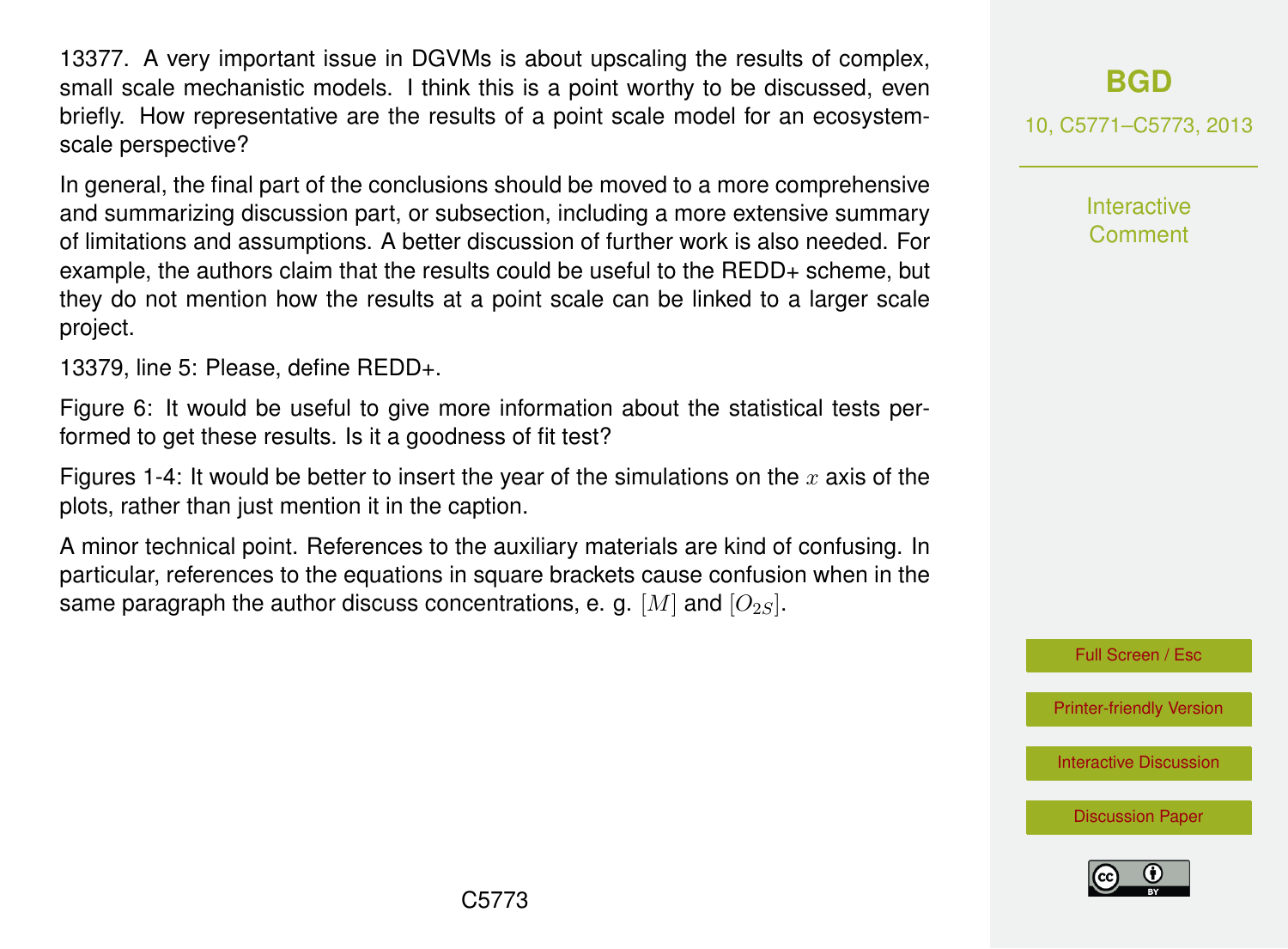13377. A very important issue in DGVMs is about upscaling the results of complex, small scale mechanistic models. I think this is a point worthy to be discussed, even briefly. How representative are the results of a point scale model for an ecosystem-scale perspective?

In general, the final part of the conclusions should be moved to a more comprehensive and summarizing discussion part, or subsection, including a more extensive summary of limitations and assumptions. A better discussion of further work is also needed. For example, the authors claim that the results could be useful to the REDD+ scheme, but they do not mention how the results at a point scale can be linked to a larger scale project.

13379, line 5: Please, define REDD+.

Figure 6: It would be useful to give more information about the statistical tests performed to get these results. Is it a goodness of fit test?

Figures 1-4: It would be better to insert the year of the simulations on the $x$ axis of the plots, rather than just mention it in the caption.

A minor technical point. References to the auxiliary materials are kind of confusing. In particular, references to the equations in square brackets cause confusion when in the same paragraph the author discuss concentrations, e. g. $[M]$ and $[O_{2S}]$.